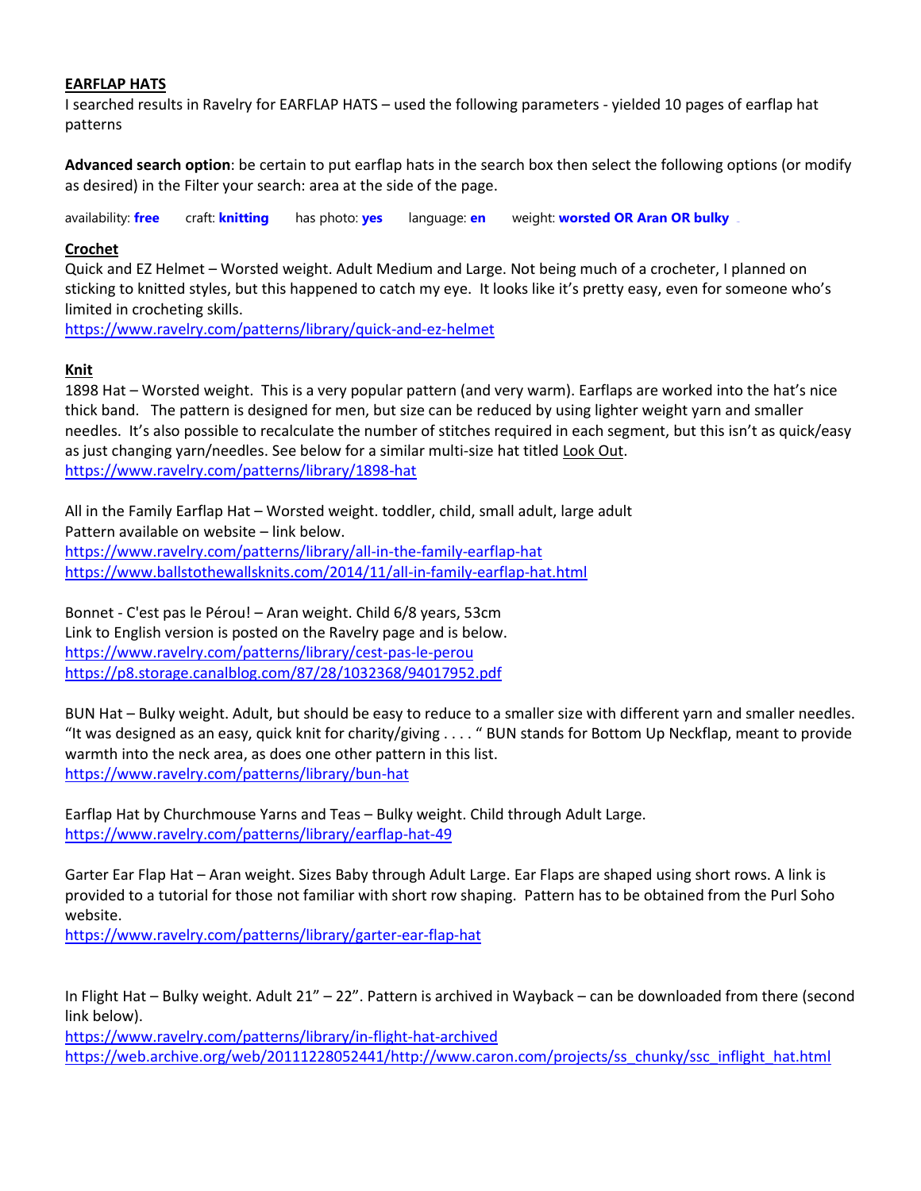**EARFLAP HATS**

I searched results in Ravelry for EARFLAP HATS – used the following parameters - yielded 10 pages of earflap hat patterns

**Advanced search option**: be certain to put earflap hats in the search box then select the following options (or modify as desired) in the Filter your search: area at the side of the page.

availability: **free** craft: **knitting** has photo: **yes** language: **en** weight: **worsted OR Aran OR bulky**

**Crochet**

Quick and EZ Helmet – Worsted weight. Adult Medium and Large. Not being much of a crocheter, I planned on sticking to knitted styles, but this happened to catch my eye. It looks like it's pretty easy, even for someone who's limited in crocheting skills.
https://www.ravelry.com/patterns/library/quick-and-ez-helmet

**Knit**

1898 Hat – Worsted weight. This is a very popular pattern (and very warm). Earflaps are worked into the hat's nice thick band. The pattern is designed for men, but size can be reduced by using lighter weight yarn and smaller needles. It's also possible to recalculate the number of stitches required in each segment, but this isn't as quick/easy as just changing yarn/needles. See below for a similar multi-size hat titled Look Out.
https://www.ravelry.com/patterns/library/1898-hat

All in the Family Earflap Hat – Worsted weight. toddler, child, small adult, large adult
Pattern available on website – link below.
https://www.ravelry.com/patterns/library/all-in-the-family-earflap-hat
https://www.ballstothewallsknits.com/2014/11/all-in-family-earflap-hat.html

Bonnet - C'est pas le Pérou! – Aran weight. Child 6/8 years, 53cm
Link to English version is posted on the Ravelry page and is below.
https://www.ravelry.com/patterns/library/cest-pas-le-perou
https://p8.storage.canalblog.com/87/28/1032368/94017952.pdf

BUN Hat – Bulky weight. Adult, but should be easy to reduce to a smaller size with different yarn and smaller needles. "It was designed as an easy, quick knit for charity/giving . . . . " BUN stands for Bottom Up Neckflap, meant to provide warmth into the neck area, as does one other pattern in this list.
https://www.ravelry.com/patterns/library/bun-hat

Earflap Hat by Churchmouse Yarns and Teas – Bulky weight. Child through Adult Large.
https://www.ravelry.com/patterns/library/earflap-hat-49

Garter Ear Flap Hat – Aran weight. Sizes Baby through Adult Large. Ear Flaps are shaped using short rows. A link is provided to a tutorial for those not familiar with short row shaping. Pattern has to be obtained from the Purl Soho website.
https://www.ravelry.com/patterns/library/garter-ear-flap-hat

In Flight Hat – Bulky weight. Adult 21" – 22". Pattern is archived in Wayback – can be downloaded from there (second link below).
https://www.ravelry.com/patterns/library/in-flight-hat-archived
https://web.archive.org/web/20111228052441/http://www.caron.com/projects/ss_chunky/ssc_inflight_hat.html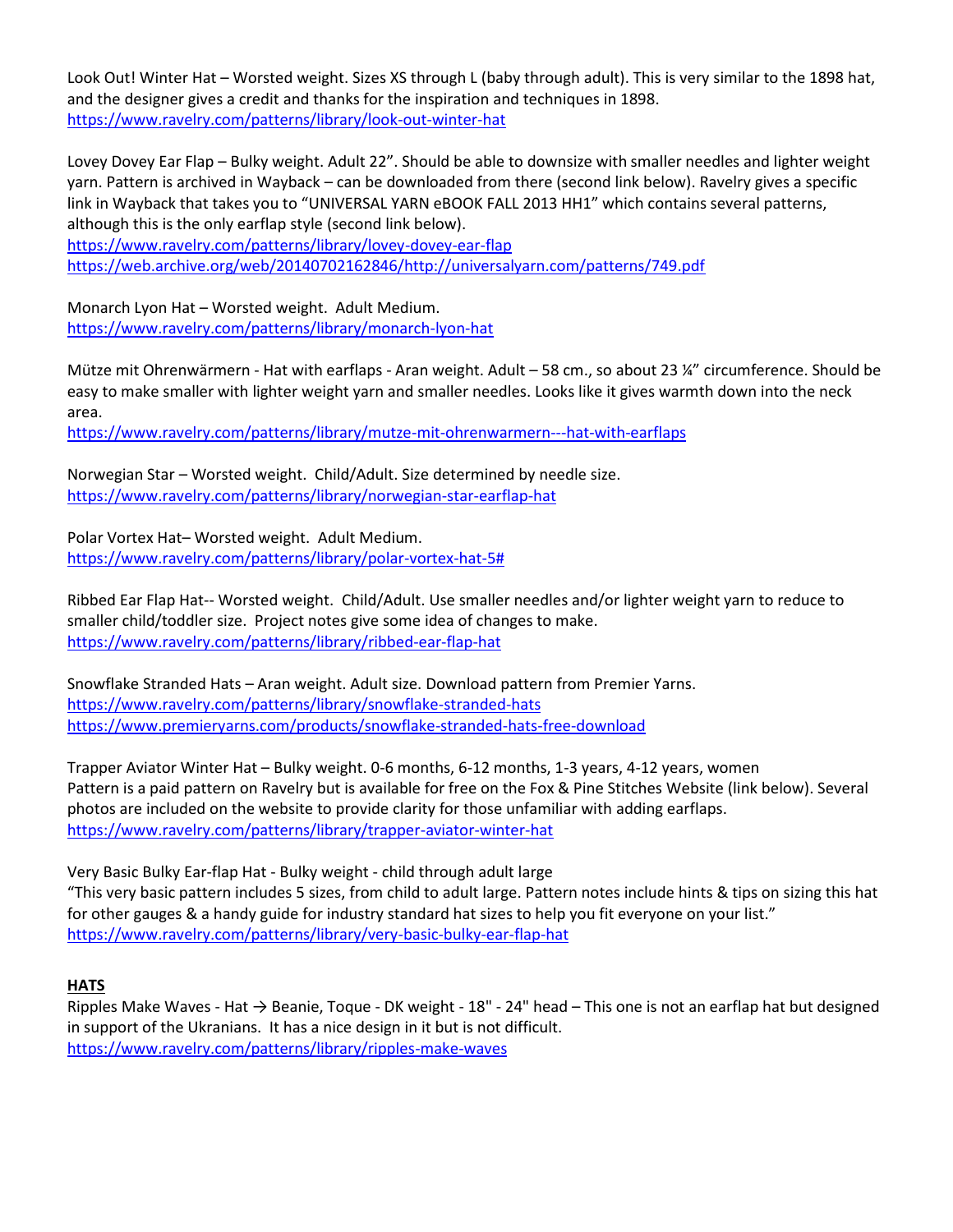Look Out! Winter Hat – Worsted weight. Sizes XS through L (baby through adult). This is very similar to the 1898 hat, and the designer gives a credit and thanks for the inspiration and techniques in 1898.
https://www.ravelry.com/patterns/library/look-out-winter-hat

Lovey Dovey Ear Flap – Bulky weight. Adult 22". Should be able to downsize with smaller needles and lighter weight yarn. Pattern is archived in Wayback – can be downloaded from there (second link below). Ravelry gives a specific link in Wayback that takes you to "UNIVERSAL YARN eBOOK FALL 2013 HH1" which contains several patterns, although this is the only earflap style (second link below).
https://www.ravelry.com/patterns/library/lovey-dovey-ear-flap
https://web.archive.org/web/20140702162846/http://universalyarn.com/patterns/749.pdf

Monarch Lyon Hat – Worsted weight. Adult Medium.
https://www.ravelry.com/patterns/library/monarch-lyon-hat

Mütze mit Ohrenwärmern - Hat with earflaps - Aran weight. Adult – 58 cm., so about 23 ¼" circumference. Should be easy to make smaller with lighter weight yarn and smaller needles. Looks like it gives warmth down into the neck area.
https://www.ravelry.com/patterns/library/mutze-mit-ohrenwarmern---hat-with-earflaps

Norwegian Star – Worsted weight. Child/Adult. Size determined by needle size.
https://www.ravelry.com/patterns/library/norwegian-star-earflap-hat

Polar Vortex Hat– Worsted weight. Adult Medium.
https://www.ravelry.com/patterns/library/polar-vortex-hat-5#

Ribbed Ear Flap Hat-- Worsted weight. Child/Adult. Use smaller needles and/or lighter weight yarn to reduce to smaller child/toddler size. Project notes give some idea of changes to make.
https://www.ravelry.com/patterns/library/ribbed-ear-flap-hat

Snowflake Stranded Hats – Aran weight. Adult size. Download pattern from Premier Yarns.
https://www.ravelry.com/patterns/library/snowflake-stranded-hats
https://www.premieryarns.com/products/snowflake-stranded-hats-free-download

Trapper Aviator Winter Hat – Bulky weight. 0-6 months, 6-12 months, 1-3 years, 4-12 years, women
Pattern is a paid pattern on Ravelry but is available for free on the Fox & Pine Stitches Website (link below). Several photos are included on the website to provide clarity for those unfamiliar with adding earflaps.
https://www.ravelry.com/patterns/library/trapper-aviator-winter-hat

Very Basic Bulky Ear-flap Hat - Bulky weight - child through adult large
"This very basic pattern includes 5 sizes, from child to adult large. Pattern notes include hints & tips on sizing this hat for other gauges & a handy guide for industry standard hat sizes to help you fit everyone on your list."
https://www.ravelry.com/patterns/library/very-basic-bulky-ear-flap-hat

**HATS**

Ripples Make Waves - Hat → Beanie, Toque - DK weight - 18" - 24" head – This one is not an earflap hat but designed in support of the Ukranians. It has a nice design in it but is not difficult.
https://www.ravelry.com/patterns/library/ripples-make-waves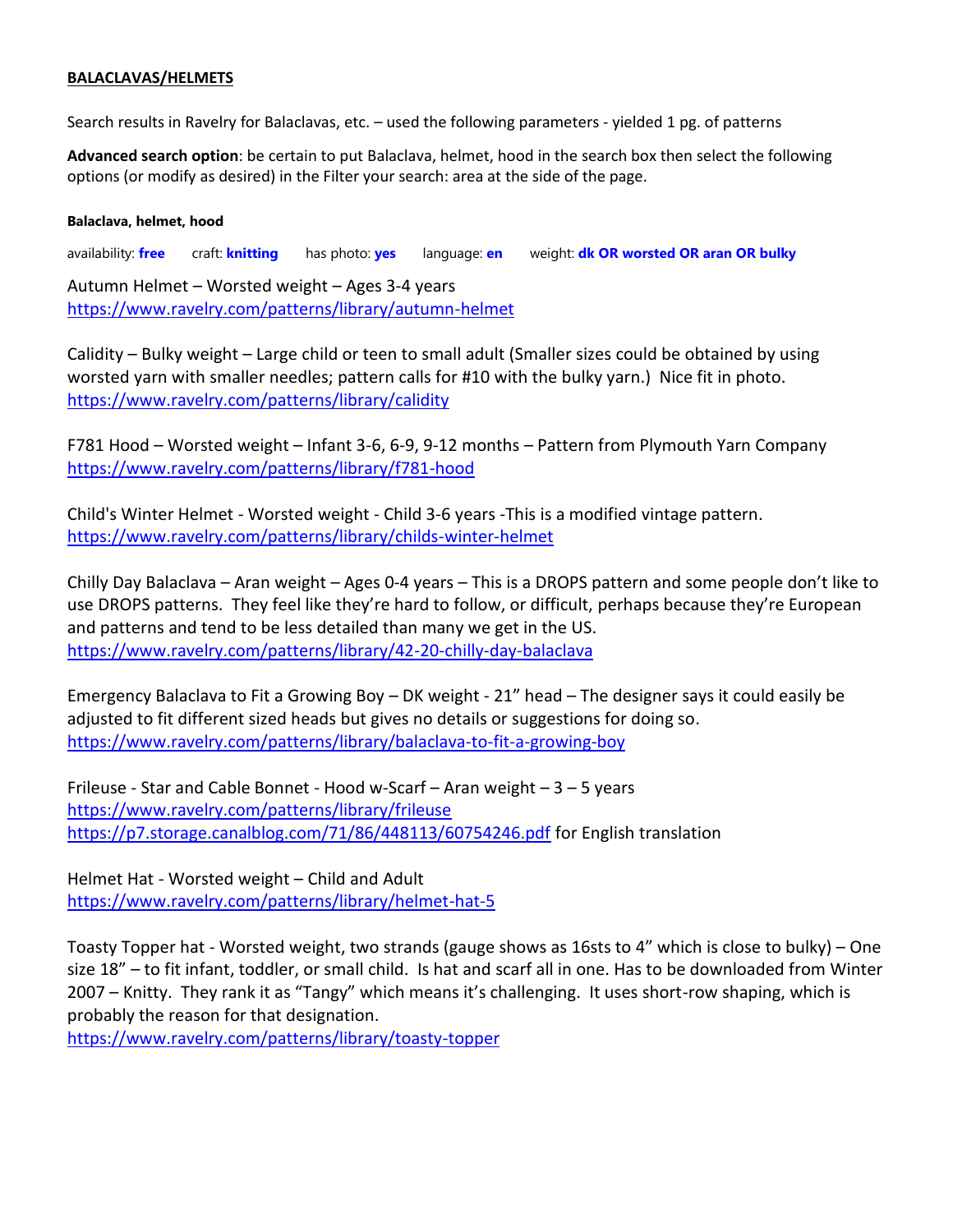**BALACLAVAS/HELMETS**

Search results in Ravelry for Balaclavas, etc. – used the following parameters - yielded 1 pg. of patterns

**Advanced search option**: be certain to put Balaclava, helmet, hood in the search box then select the following options (or modify as desired) in the Filter your search: area at the side of the page.

**Balaclava, helmet, hood**

availability: **free** craft: **knitting** has photo: **yes** language: **en** weight: **dk OR worsted OR aran OR bulky**

Autumn Helmet – Worsted weight – Ages 3-4 years
https://www.ravelry.com/patterns/library/autumn-helmet

Calidity – Bulky weight – Large child or teen to small adult (Smaller sizes could be obtained by using worsted yarn with smaller needles; pattern calls for #10 with the bulky yarn.) Nice fit in photo.
https://www.ravelry.com/patterns/library/calidity

F781 Hood – Worsted weight – Infant 3-6, 6-9, 9-12 months – Pattern from Plymouth Yarn Company
https://www.ravelry.com/patterns/library/f781-hood

Child's Winter Helmet - Worsted weight - Child 3-6 years -This is a modified vintage pattern.
https://www.ravelry.com/patterns/library/childs-winter-helmet

Chilly Day Balaclava – Aran weight – Ages 0-4 years – This is a DROPS pattern and some people don't like to use DROPS patterns. They feel like they're hard to follow, or difficult, perhaps because they're European and patterns and tend to be less detailed than many we get in the US.
https://www.ravelry.com/patterns/library/42-20-chilly-day-balaclava

Emergency Balaclava to Fit a Growing Boy – DK weight - 21" head – The designer says it could easily be adjusted to fit different sized heads but gives no details or suggestions for doing so.
https://www.ravelry.com/patterns/library/balaclava-to-fit-a-growing-boy

Frileuse - Star and Cable Bonnet - Hood w-Scarf – Aran weight – 3 – 5 years
https://www.ravelry.com/patterns/library/frileuse
https://p7.storage.canalblog.com/71/86/448113/60754246.pdf for English translation

Helmet Hat - Worsted weight – Child and Adult
https://www.ravelry.com/patterns/library/helmet-hat-5

Toasty Topper hat - Worsted weight, two strands (gauge shows as 16sts to 4" which is close to bulky) – One size 18" – to fit infant, toddler, or small child. Is hat and scarf all in one. Has to be downloaded from Winter 2007 – Knitty. They rank it as "Tangy" which means it's challenging. It uses short-row shaping, which is probably the reason for that designation.
https://www.ravelry.com/patterns/library/toasty-topper